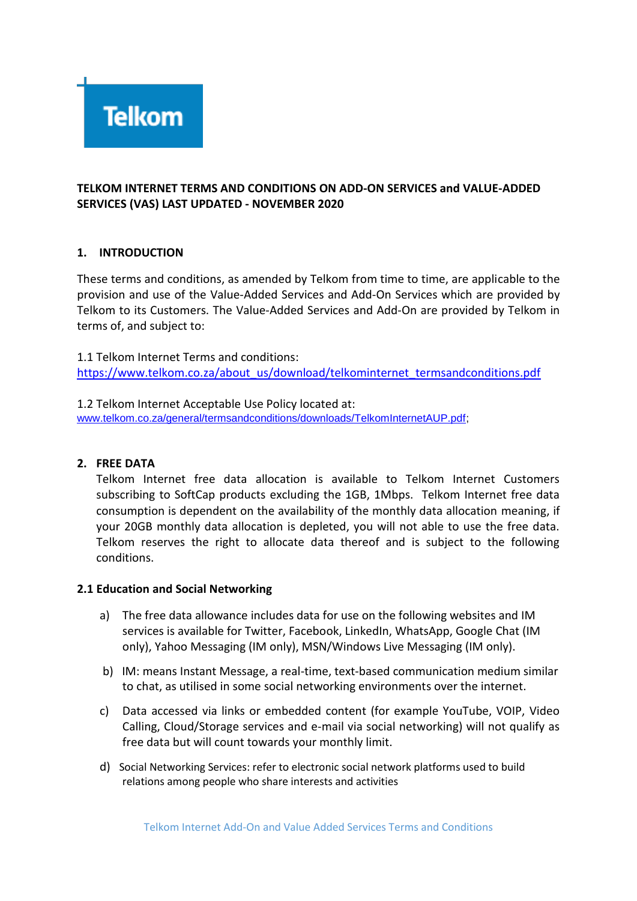Telkom

**TELKOM INTERNET TERMS AND CONDITIONS ON ADD-ON SERVICES and VALUE-ADDED SERVICES (VAS) LAST UPDATED - NOVEMBER 2020**

## 1. INTRODUCTION

These terms and conditions, as amended by Telkom from time to time, are applicable to the provision and use of the Value-Added Services and Add-On Services which are provided by Telkom to its Customers. The Value-Added Services and Add-On are provided by Telkom in terms of, and subject to:

1.1 Telkom Internet Terms and conditions: https://www.telkom.co.za/about_us/download/telkominternet_termsandconditions.pdf

1.2 Telkom Internet Acceptable Use Policy located at: www.telkom.co.za/general/termsandconditions/downloads/TelkomInternetAUP.pdf;

## 2. FREE DATA

Telkom Internet free data allocation is available to Telkom Internet Customers subscribing to SoftCap products excluding the 1GB, 1Mbps. Telkom Internet free data consumption is dependent on the availability of the monthly data allocation meaning, if your 20GB monthly data allocation is depleted, you will not able to use the free data. Telkom reserves the right to allocate data thereof and is subject to the following conditions.

### 2.1 Education and Social Networking

a) The free data allowance includes data for use on the following websites and IM services is available for Twitter, Facebook, LinkedIn, WhatsApp, Google Chat (IM only), Yahoo Messaging (IM only), MSN/Windows Live Messaging (IM only).

b) IM: means Instant Message, a real-time, text-based communication medium similar to chat, as utilised in some social networking environments over the internet.

c) Data accessed via links or embedded content (for example YouTube, VOIP, Video Calling, Cloud/Storage services and e-mail via social networking) will not qualify as free data but will count towards your monthly limit.

d) Social Networking Services: refer to electronic social network platforms used to build relations among people who share interests and activities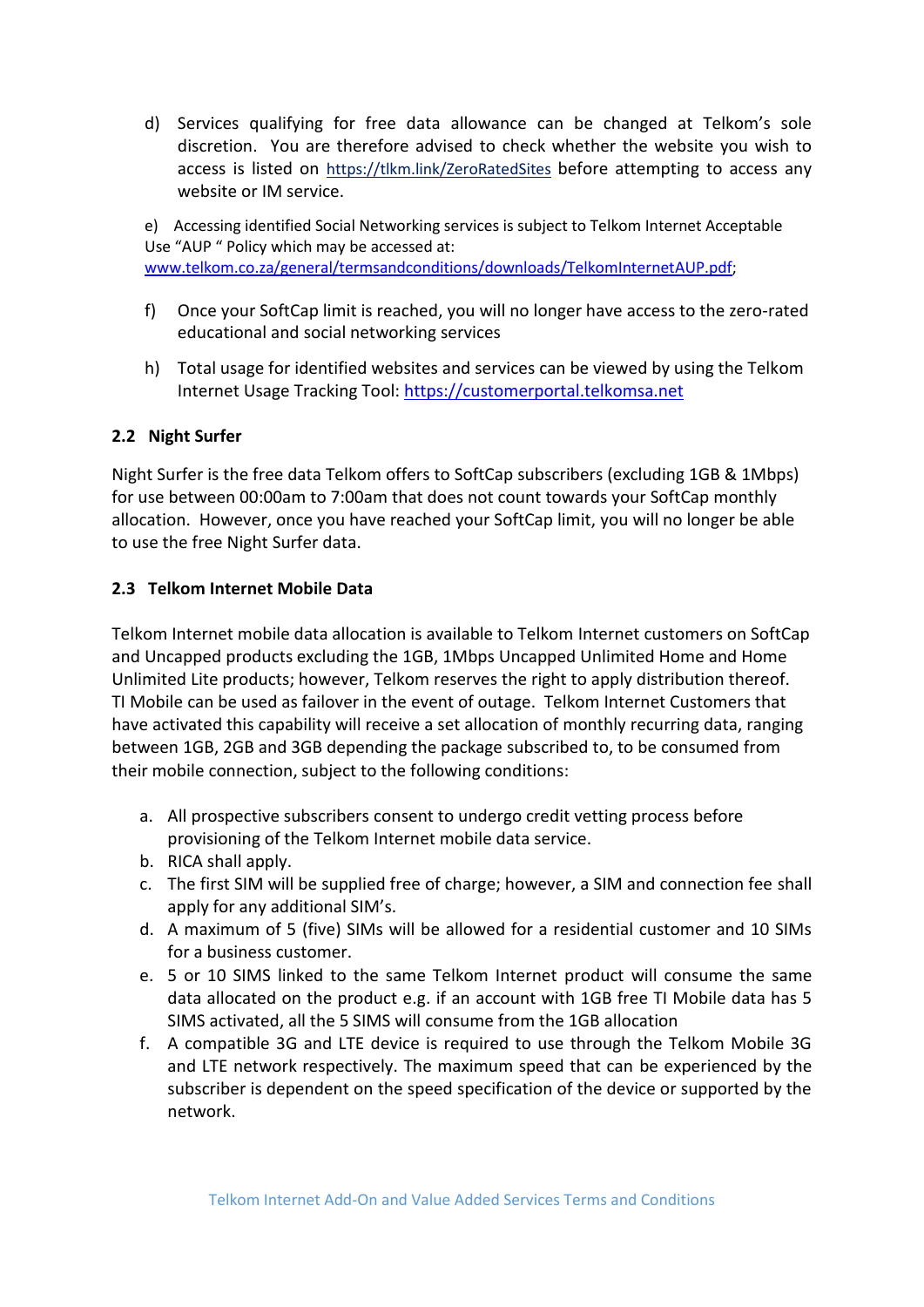d) Services qualifying for free data allowance can be changed at Telkom's sole discretion. You are therefore advised to check whether the website you wish to access is listed on https://tlkm.link/ZeroRatedSites before attempting to access any website or IM service.

e) Accessing identified Social Networking services is subject to Telkom Internet Acceptable Use "AUP " Policy which may be accessed at: www.telkom.co.za/general/termsandconditions/downloads/TelkomInternetAUP.pdf;

f) Once your SoftCap limit is reached, you will no longer have access to the zero-rated educational and social networking services

h) Total usage for identified websites and services can be viewed by using the Telkom Internet Usage Tracking Tool: https://customerportal.telkomsa.net

## 2.2 Night Surfer

Night Surfer is the free data Telkom offers to SoftCap subscribers (excluding 1GB & 1Mbps) for use between 00:00am to 7:00am that does not count towards your SoftCap monthly allocation. However, once you have reached your SoftCap limit, you will no longer be able to use the free Night Surfer data.

## 2.3 Telkom Internet Mobile Data

Telkom Internet mobile data allocation is available to Telkom Internet customers on SoftCap and Uncapped products excluding the 1GB, 1Mbps Uncapped Unlimited Home and Home Unlimited Lite products; however, Telkom reserves the right to apply distribution thereof. TI Mobile can be used as failover in the event of outage. Telkom Internet Customers that have activated this capability will receive a set allocation of monthly recurring data, ranging between 1GB, 2GB and 3GB depending the package subscribed to, to be consumed from their mobile connection, subject to the following conditions:

a. All prospective subscribers consent to undergo credit vetting process before provisioning of the Telkom Internet mobile data service.
b. RICA shall apply.
c. The first SIM will be supplied free of charge; however, a SIM and connection fee shall apply for any additional SIM's.
d. A maximum of 5 (five) SIMs will be allowed for a residential customer and 10 SIMs for a business customer.
e. 5 or 10 SIMS linked to the same Telkom Internet product will consume the same data allocated on the product e.g. if an account with 1GB free TI Mobile data has 5 SIMS activated, all the 5 SIMS will consume from the 1GB allocation
f. A compatible 3G and LTE device is required to use through the Telkom Mobile 3G and LTE network respectively. The maximum speed that can be experienced by the subscriber is dependent on the speed specification of the device or supported by the network.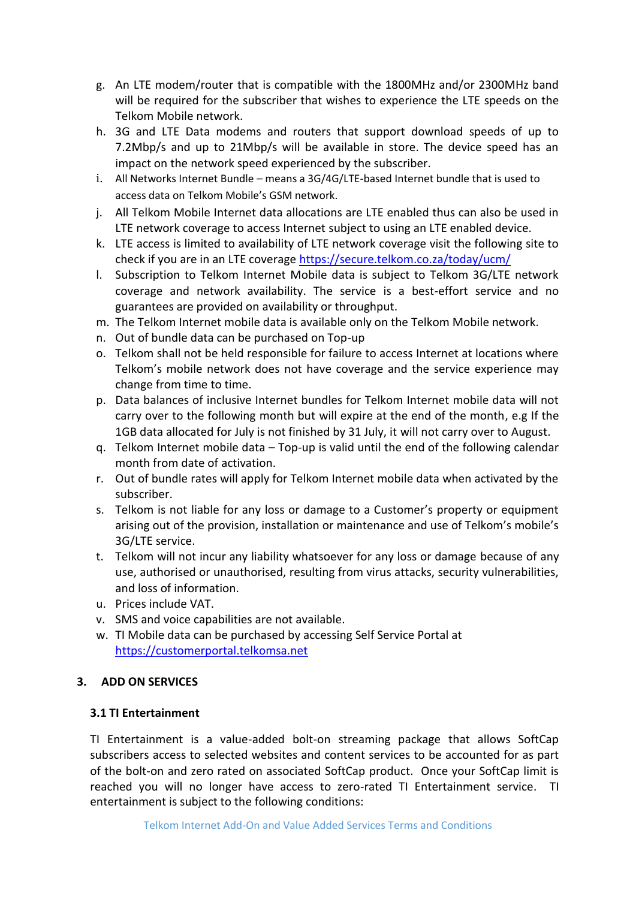g. An LTE modem/router that is compatible with the 1800MHz and/or 2300MHz band will be required for the subscriber that wishes to experience the LTE speeds on the Telkom Mobile network.

h. 3G and LTE Data modems and routers that support download speeds of up to 7.2Mbp/s and up to 21Mbp/s will be available in store. The device speed has an impact on the network speed experienced by the subscriber.

i. All Networks Internet Bundle – means a 3G/4G/LTE-based Internet bundle that is used to access data on Telkom Mobile's GSM network.

j. All Telkom Mobile Internet data allocations are LTE enabled thus can also be used in LTE network coverage to access Internet subject to using an LTE enabled device.

k. LTE access is limited to availability of LTE network coverage visit the following site to check if you are in an LTE coverage https://secure.telkom.co.za/today/ucm/

l. Subscription to Telkom Internet Mobile data is subject to Telkom 3G/LTE network coverage and network availability. The service is a best-effort service and no guarantees are provided on availability or throughput.

m. The Telkom Internet mobile data is available only on the Telkom Mobile network.

n. Out of bundle data can be purchased on Top-up

o. Telkom shall not be held responsible for failure to access Internet at locations where Telkom's mobile network does not have coverage and the service experience may change from time to time.

p. Data balances of inclusive Internet bundles for Telkom Internet mobile data will not carry over to the following month but will expire at the end of the month, e.g If the 1GB data allocated for July is not finished by 31 July, it will not carry over to August.

q. Telkom Internet mobile data – Top-up is valid until the end of the following calendar month from date of activation.

r. Out of bundle rates will apply for Telkom Internet mobile data when activated by the subscriber.

s. Telkom is not liable for any loss or damage to a Customer's property or equipment arising out of the provision, installation or maintenance and use of Telkom's mobile's 3G/LTE service.

t. Telkom will not incur any liability whatsoever for any loss or damage because of any use, authorised or unauthorised, resulting from virus attacks, security vulnerabilities, and loss of information.

u. Prices include VAT.

v. SMS and voice capabilities are not available.

w. TI Mobile data can be purchased by accessing Self Service Portal at https://customerportal.telkomsa.net

## 3. ADD ON SERVICES

### 3.1 TI Entertainment

TI Entertainment is a value-added bolt-on streaming package that allows SoftCap subscribers access to selected websites and content services to be accounted for as part of the bolt-on and zero rated on associated SoftCap product. Once your SoftCap limit is reached you will no longer have access to zero-rated TI Entertainment service. TI entertainment is subject to the following conditions: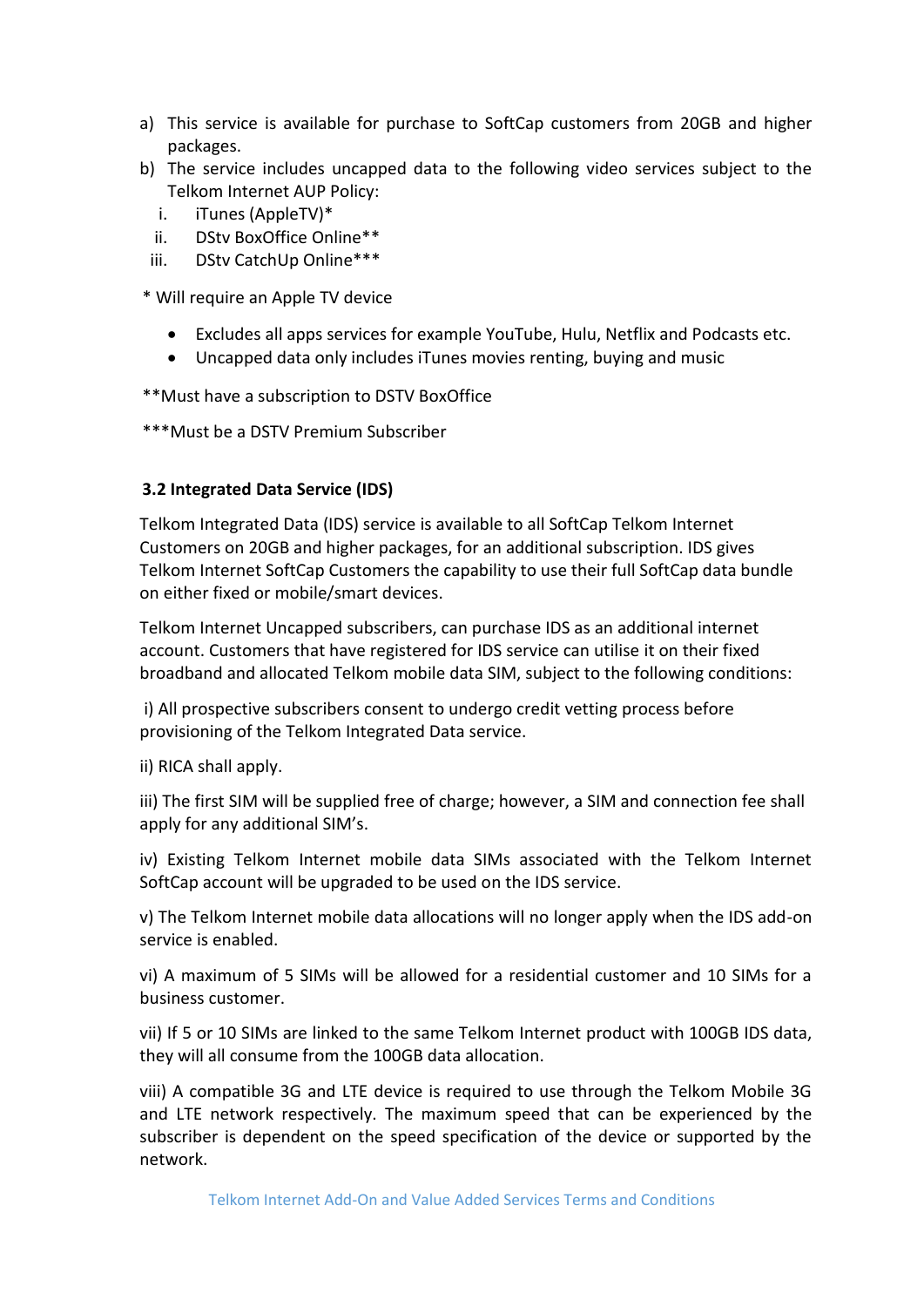a) This service is available for purchase to SoftCap customers from 20GB and higher packages.
b) The service includes uncapped data to the following video services subject to the Telkom Internet AUP Policy:
   i. iTunes (AppleTV)*
   ii. DStv BoxOffice Online**
   iii. DStv CatchUp Online***

* Will require an Apple TV device

- Excludes all apps services for example YouTube, Hulu, Netflix and Podcasts etc.
- Uncapped data only includes iTunes movies renting, buying and music

**Must have a subscription to DSTV BoxOffice

***Must be a DSTV Premium Subscriber

### 3.2 Integrated Data Service (IDS)

Telkom Integrated Data (IDS) service is available to all SoftCap Telkom Internet Customers on 20GB and higher packages, for an additional subscription. IDS gives Telkom Internet SoftCap Customers the capability to use their full SoftCap data bundle on either fixed or mobile/smart devices.

Telkom Internet Uncapped subscribers, can purchase IDS as an additional internet account. Customers that have registered for IDS service can utilise it on their fixed broadband and allocated Telkom mobile data SIM, subject to the following conditions:

i) All prospective subscribers consent to undergo credit vetting process before provisioning of the Telkom Integrated Data service.

ii) RICA shall apply.

iii) The first SIM will be supplied free of charge; however, a SIM and connection fee shall apply for any additional SIM's.

iv) Existing Telkom Internet mobile data SIMs associated with the Telkom Internet SoftCap account will be upgraded to be used on the IDS service.

v) The Telkom Internet mobile data allocations will no longer apply when the IDS add-on service is enabled.

vi) A maximum of 5 SIMs will be allowed for a residential customer and 10 SIMs for a business customer.

vii) If 5 or 10 SIMs are linked to the same Telkom Internet product with 100GB IDS data, they will all consume from the 100GB data allocation.

viii) A compatible 3G and LTE device is required to use through the Telkom Mobile 3G and LTE network respectively. The maximum speed that can be experienced by the subscriber is dependent on the speed specification of the device or supported by the network.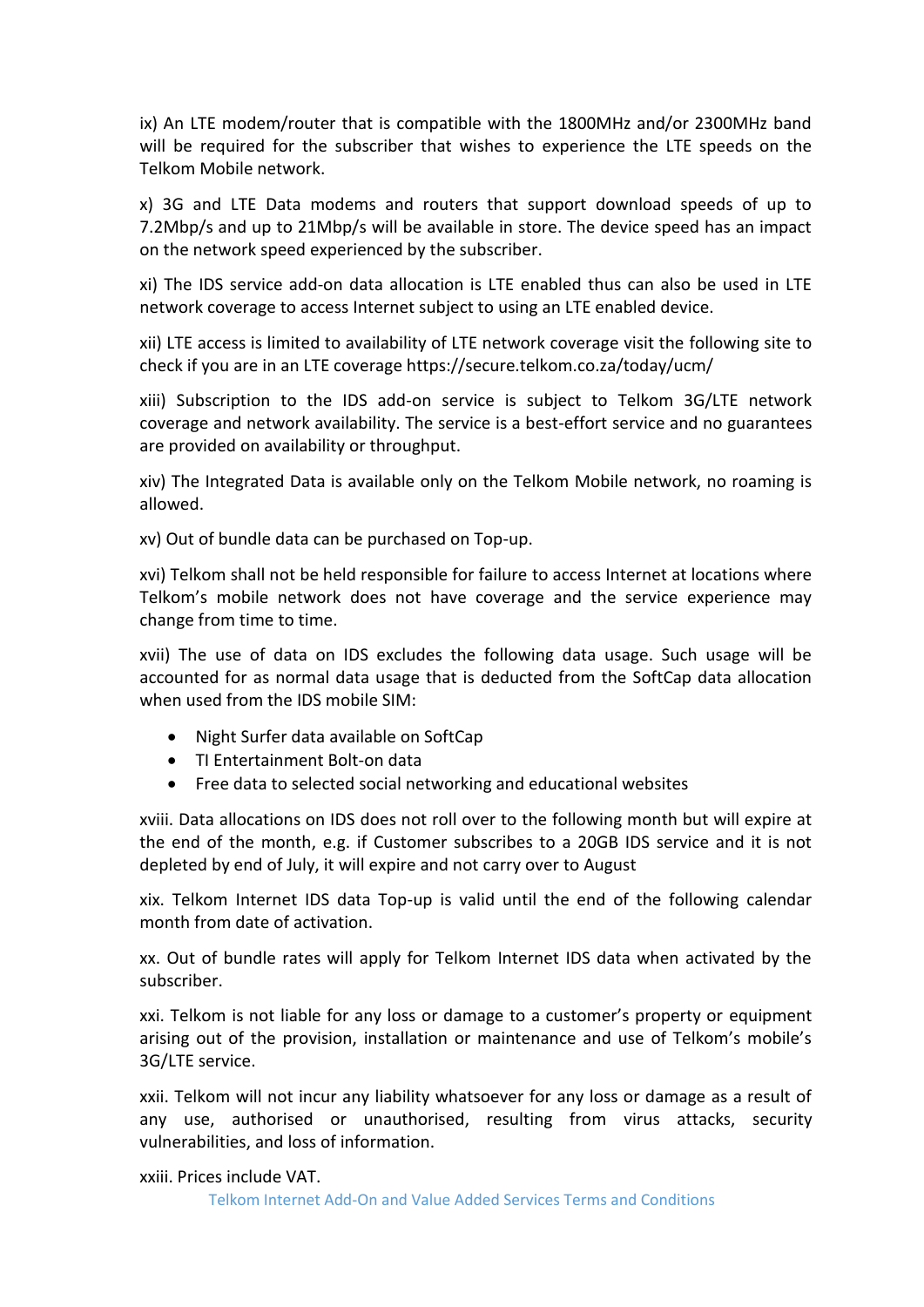ix) An LTE modem/router that is compatible with the 1800MHz and/or 2300MHz band will be required for the subscriber that wishes to experience the LTE speeds on the Telkom Mobile network.

x) 3G and LTE Data modems and routers that support download speeds of up to 7.2Mbp/s and up to 21Mbp/s will be available in store. The device speed has an impact on the network speed experienced by the subscriber.

xi) The IDS service add-on data allocation is LTE enabled thus can also be used in LTE network coverage to access Internet subject to using an LTE enabled device.

xii) LTE access is limited to availability of LTE network coverage visit the following site to check if you are in an LTE coverage https://secure.telkom.co.za/today/ucm/

xiii) Subscription to the IDS add-on service is subject to Telkom 3G/LTE network coverage and network availability. The service is a best-effort service and no guarantees are provided on availability or throughput.

xiv) The Integrated Data is available only on the Telkom Mobile network, no roaming is allowed.

xv) Out of bundle data can be purchased on Top-up.

xvi) Telkom shall not be held responsible for failure to access Internet at locations where Telkom's mobile network does not have coverage and the service experience may change from time to time.

xvii) The use of data on IDS excludes the following data usage. Such usage will be accounted for as normal data usage that is deducted from the SoftCap data allocation when used from the IDS mobile SIM:

- Night Surfer data available on SoftCap
- TI Entertainment Bolt-on data
- Free data to selected social networking and educational websites

xviii. Data allocations on IDS does not roll over to the following month but will expire at the end of the month, e.g. if Customer subscribes to a 20GB IDS service and it is not depleted by end of July, it will expire and not carry over to August

xix. Telkom Internet IDS data Top-up is valid until the end of the following calendar month from date of activation.

xx. Out of bundle rates will apply for Telkom Internet IDS data when activated by the subscriber.

xxi. Telkom is not liable for any loss or damage to a customer's property or equipment arising out of the provision, installation or maintenance and use of Telkom's mobile's 3G/LTE service.

xxii. Telkom will not incur any liability whatsoever for any loss or damage as a result of any use, authorised or unauthorised, resulting from virus attacks, security vulnerabilities, and loss of information.

xxiii. Prices include VAT.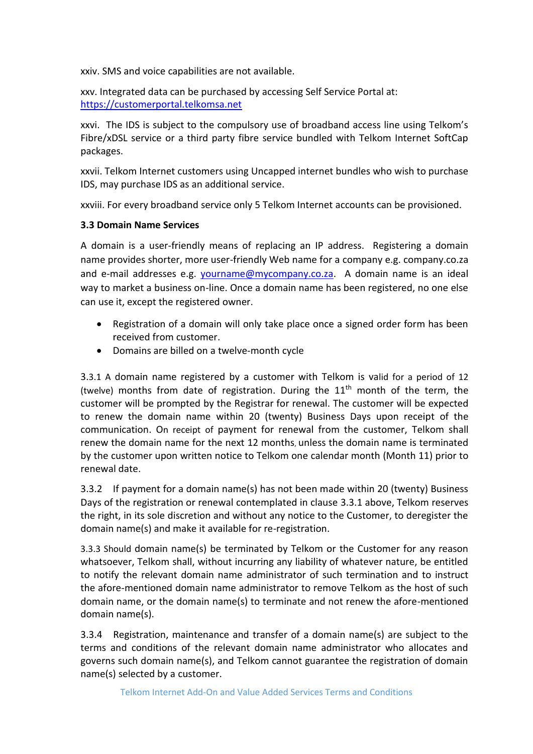xxiv. SMS and voice capabilities are not available.

xxv. Integrated data can be purchased by accessing Self Service Portal at: https://customerportal.telkomsa.net

xxvi. The IDS is subject to the compulsory use of broadband access line using Telkom's Fibre/xDSL service or a third party fibre service bundled with Telkom Internet SoftCap packages.

xxvii. Telkom Internet customers using Uncapped internet bundles who wish to purchase IDS, may purchase IDS as an additional service.

xxviii. For every broadband service only 5 Telkom Internet accounts can be provisioned.

**3.3 Domain Name Services**

A domain is a user-friendly means of replacing an IP address. Registering a domain name provides shorter, more user-friendly Web name for a company e.g. company.co.za and e-mail addresses e.g. yourname@mycompany.co.za. A domain name is an ideal way to market a business on-line. Once a domain name has been registered, no one else can use it, except the registered owner.

- Registration of a domain will only take place once a signed order form has been received from customer.
- Domains are billed on a twelve-month cycle

3.3.1 A domain name registered by a customer with Telkom is valid for a period of 12 (twelve) months from date of registration. During the 11th month of the term, the customer will be prompted by the Registrar for renewal. The customer will be expected to renew the domain name within 20 (twenty) Business Days upon receipt of the communication. On receipt of payment for renewal from the customer, Telkom shall renew the domain name for the next 12 months, unless the domain name is terminated by the customer upon written notice to Telkom one calendar month (Month 11) prior to renewal date.

3.3.2 If payment for a domain name(s) has not been made within 20 (twenty) Business Days of the registration or renewal contemplated in clause 3.3.1 above, Telkom reserves the right, in its sole discretion and without any notice to the Customer, to deregister the domain name(s) and make it available for re-registration.

3.3.3 Should domain name(s) be terminated by Telkom or the Customer for any reason whatsoever, Telkom shall, without incurring any liability of whatever nature, be entitled to notify the relevant domain name administrator of such termination and to instruct the afore-mentioned domain name administrator to remove Telkom as the host of such domain name, or the domain name(s) to terminate and not renew the afore-mentioned domain name(s).

3.3.4 Registration, maintenance and transfer of a domain name(s) are subject to the terms and conditions of the relevant domain name administrator who allocates and governs such domain name(s), and Telkom cannot guarantee the registration of domain name(s) selected by a customer.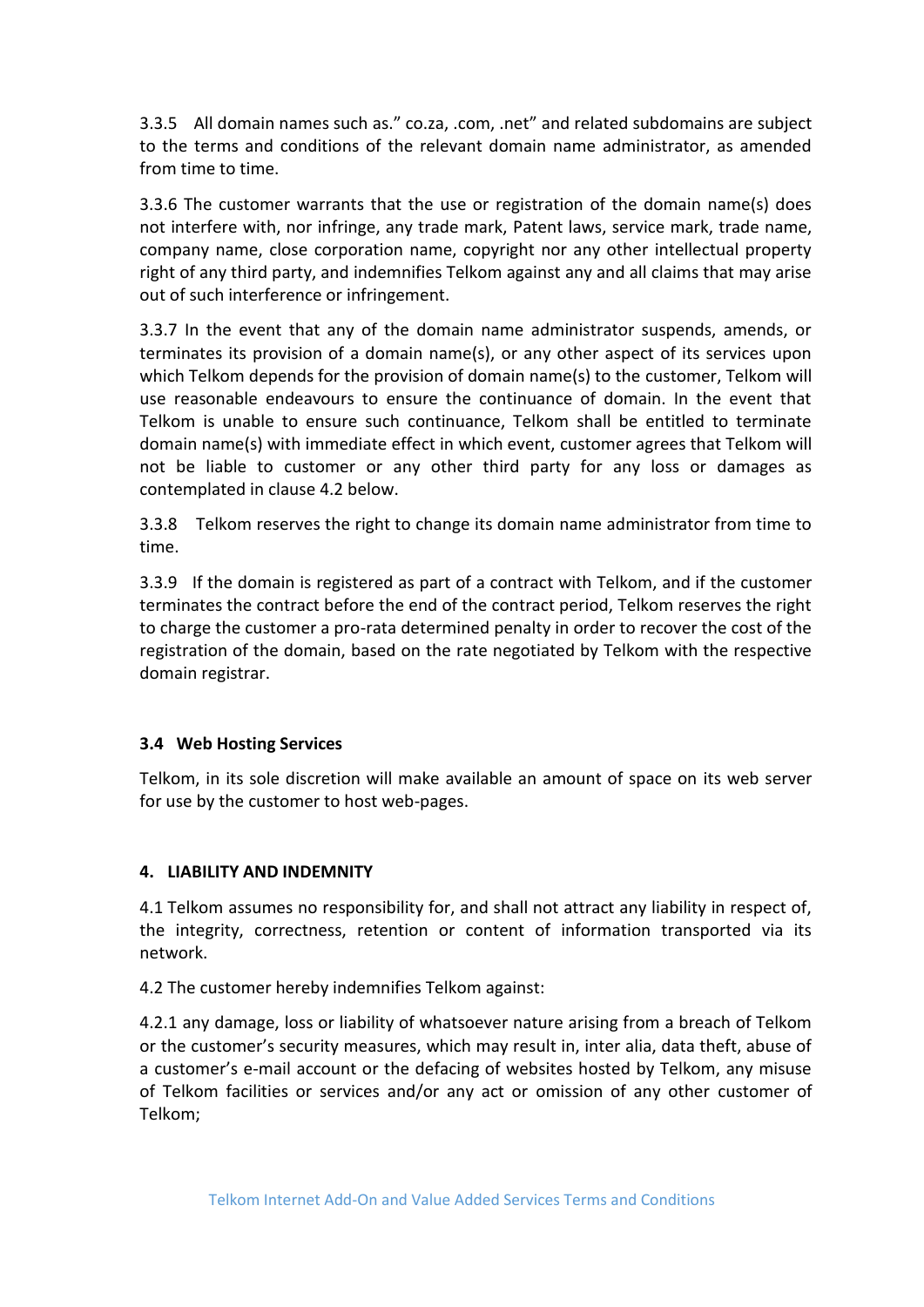3.3.5 All domain names such as." co.za, .com, .net" and related subdomains are subject to the terms and conditions of the relevant domain name administrator, as amended from time to time.

3.3.6 The customer warrants that the use or registration of the domain name(s) does not interfere with, nor infringe, any trade mark, Patent laws, service mark, trade name, company name, close corporation name, copyright nor any other intellectual property right of any third party, and indemnifies Telkom against any and all claims that may arise out of such interference or infringement.

3.3.7 In the event that any of the domain name administrator suspends, amends, or terminates its provision of a domain name(s), or any other aspect of its services upon which Telkom depends for the provision of domain name(s) to the customer, Telkom will use reasonable endeavours to ensure the continuance of domain. In the event that Telkom is unable to ensure such continuance, Telkom shall be entitled to terminate domain name(s) with immediate effect in which event, customer agrees that Telkom will not be liable to customer or any other third party for any loss or damages as contemplated in clause 4.2 below.

3.3.8 Telkom reserves the right to change its domain name administrator from time to time.

3.3.9 If the domain is registered as part of a contract with Telkom, and if the customer terminates the contract before the end of the contract period, Telkom reserves the right to charge the customer a pro-rata determined penalty in order to recover the cost of the registration of the domain, based on the rate negotiated by Telkom with the respective domain registrar.

### 3.4 Web Hosting Services

Telkom, in its sole discretion will make available an amount of space on its web server for use by the customer to host web-pages.

## 4. LIABILITY AND INDEMNITY

4.1 Telkom assumes no responsibility for, and shall not attract any liability in respect of, the integrity, correctness, retention or content of information transported via its network.

4.2 The customer hereby indemnifies Telkom against:

4.2.1 any damage, loss or liability of whatsoever nature arising from a breach of Telkom or the customer's security measures, which may result in, inter alia, data theft, abuse of a customer's e-mail account or the defacing of websites hosted by Telkom, any misuse of Telkom facilities or services and/or any act or omission of any other customer of Telkom;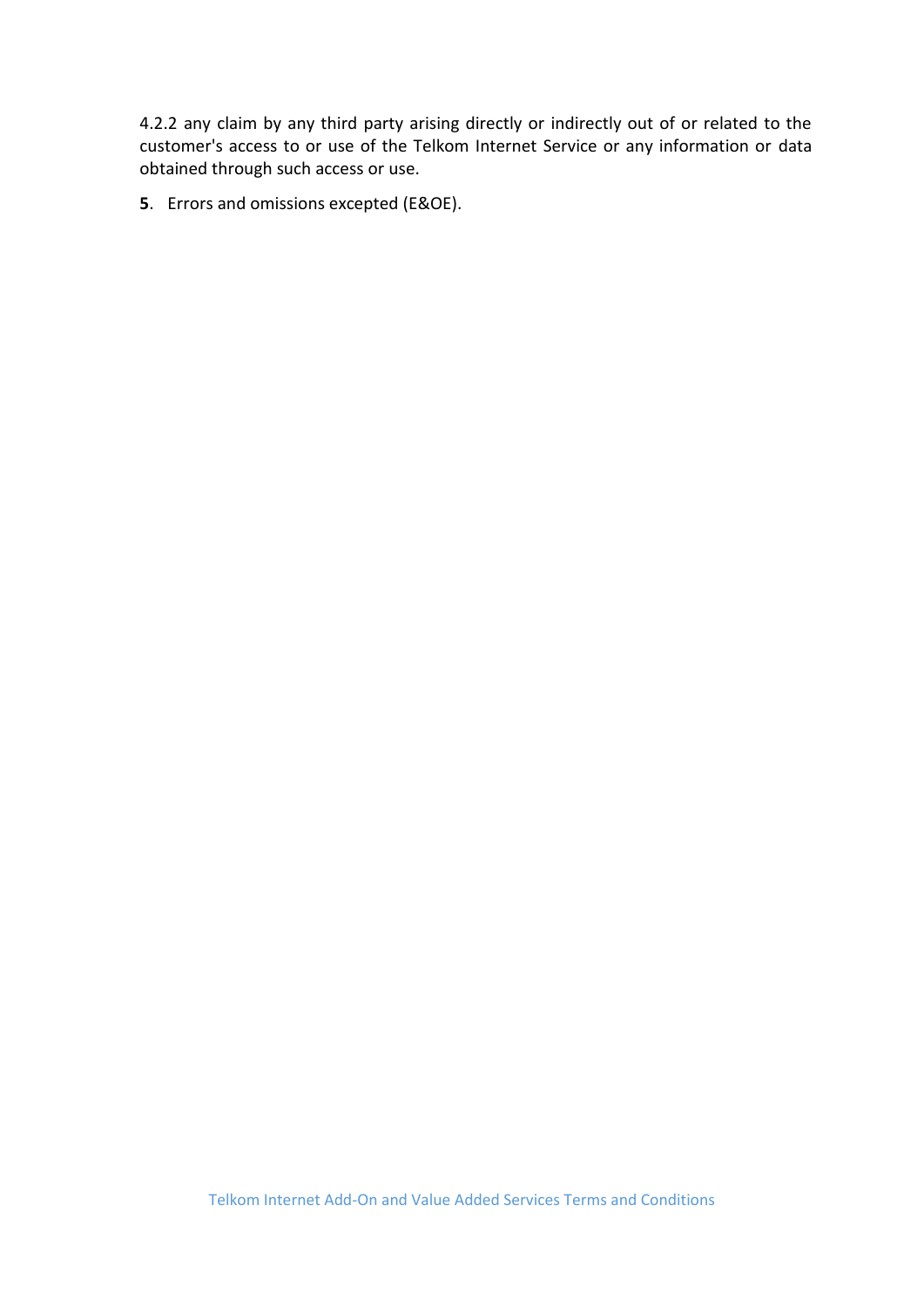4.2.2 any claim by any third party arising directly or indirectly out of or related to the customer's access to or use of the Telkom Internet Service or any information or data obtained through such access or use.

**5**. Errors and omissions excepted (E&OE).